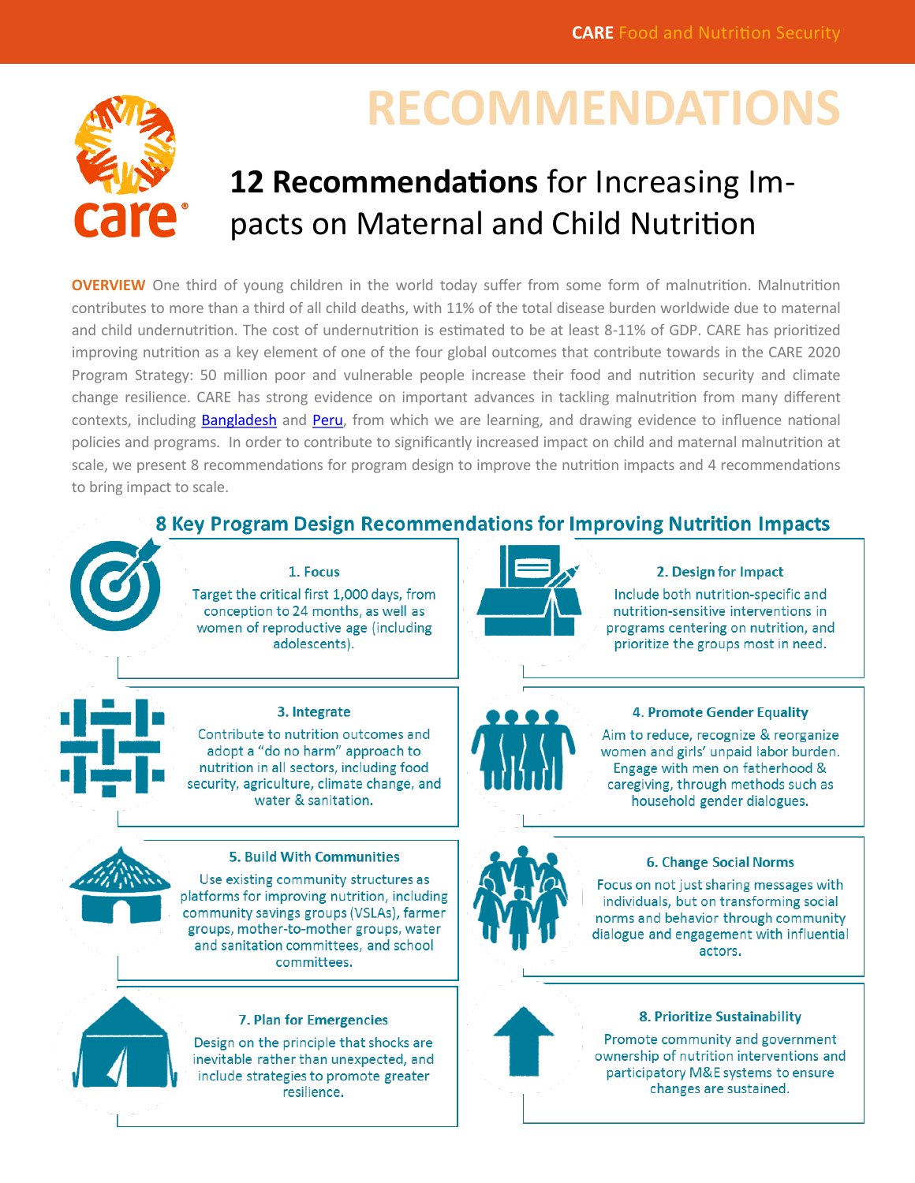# RECOMMENDATIONS

## **12 Recommendations** for Increasing Impacts on Maternal and Child Nutrition

**OVERVIEW** One third of young children in the world today suffer from some form of malnutrition. Malnutrition contributes to more than a third of all child deaths, with 11% of the total disease burden worldwide due to maternal and child undernutrition. The cost of undernutrition is estimated to be at least 8-11% of GDP. CARE has prioritized improving nutrition as a key element of one of the four global outcomes that contribute towards in the CARE 2020 Program Strategy: 50 million poor and vulnerable people increase their food and nutrition security and climate change resilience. CARE has strong evidence on important advances in tackling malnutrition from many different contexts, including Bangladesh and Peru, from which we are learning, and drawing evidence to influence national policies and programs. In order to contribute to significantly increased impact on child and maternal malnutrition at scale, we present 8 recommendations for program design to improve the nutrition impacts and 4 recommendations to bring impact to scale.

### 8 Key Program Design Recommendations for Improving Nutrition Impacts

**1. Focus**

Target the critical first 1,000 days, from conception to 24 months, as well as women of reproductive age (including adolescents).

**2. Design for Impact**

Include both nutrition-specific and nutrition-sensitive interventions in programs centering on nutrition, and prioritize the groups most in need.

**3. Integrate**

Contribute to nutrition outcomes and adopt a "do no harm" approach to nutrition in all sectors, including food security, agriculture, climate change, and water & sanitation.

**4. Promote Gender Equality**

Aim to reduce, recognize & reorganize women and girls' unpaid labor burden. Engage with men on fatherhood & caregiving, through methods such as household gender dialogues.

**5. Build With Communities**

Use existing community structures as platforms for improving nutrition, including community savings groups (VSLAs), farmer groups, mother-to-mother groups, water and sanitation committees, and school committees.

**6. Change Social Norms**

Focus on not just sharing messages with individuals, but on transforming social norms and behavior through community dialogue and engagement with influential actors.

**7. Plan for Emergencies**

Design on the principle that shocks are inevitable rather than unexpected, and include strategies to promote greater resilience.

**8. Prioritize Sustainability**

Promote community and government ownership of nutrition interventions and participatory M&E systems to ensure changes are sustained.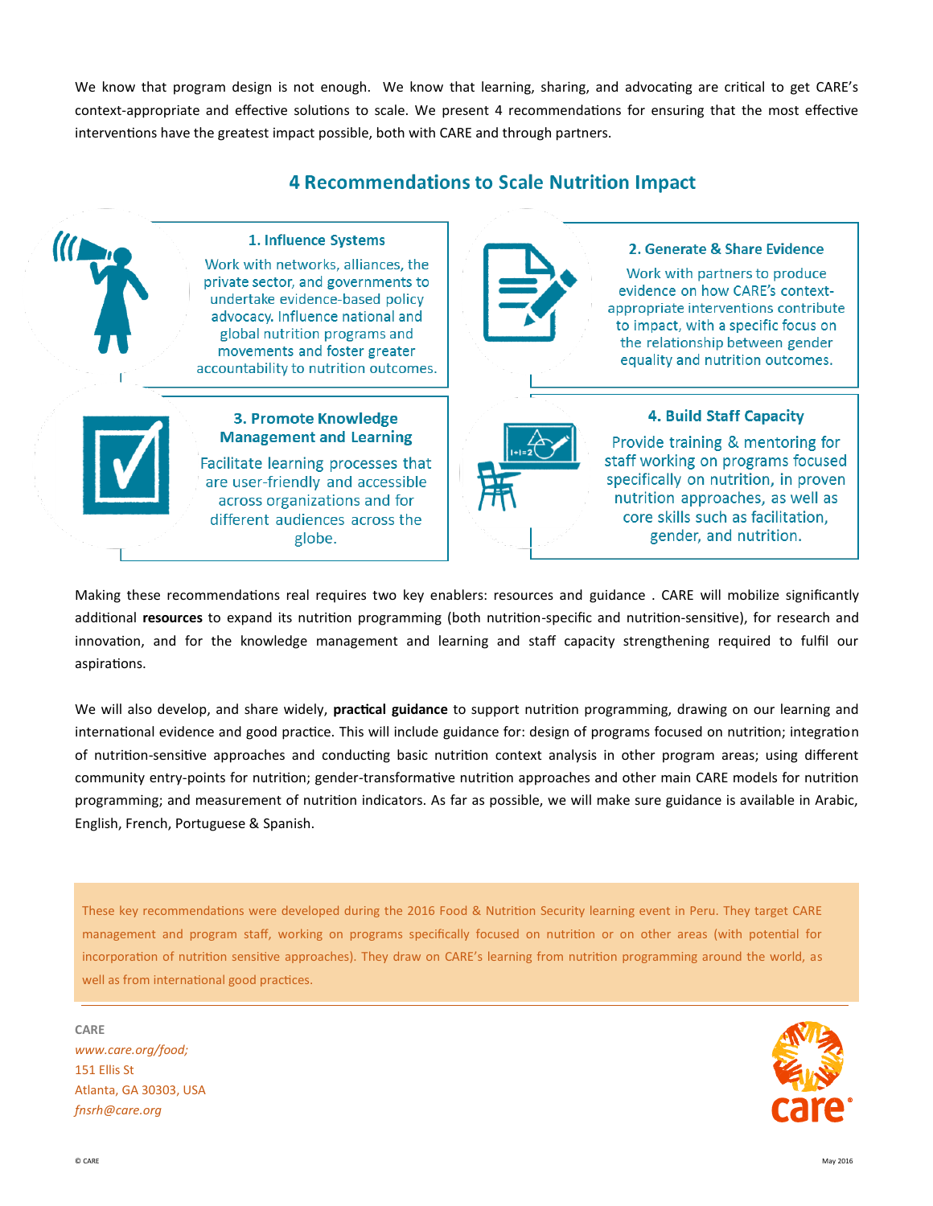We know that program design is not enough. We know that learning, sharing, and advocating are critical to get CARE's context-appropriate and effective solutions to scale. We present 4 recommendations for ensuring that the most effective interventions have the greatest impact possible, both with CARE and through partners.

## 4 Recommendations to Scale Nutrition Impact

### 1. Influence Systems

Work with networks, alliances, the private sector, and governments to undertake evidence-based policy advocacy. Influence national and global nutrition programs and movements and foster greater accountability to nutrition outcomes.

### 2. Generate & Share Evidence

Work with partners to produce evidence on how CARE's context-appropriate interventions contribute to impact, with a specific focus on the relationship between gender equality and nutrition outcomes.

### 3. Promote Knowledge Management and Learning

Facilitate learning processes that are user-friendly and accessible across organizations and for different audiences across the globe.

### 4. Build Staff Capacity

Provide training & mentoring for staff working on programs focused specifically on nutrition, in proven nutrition approaches, as well as core skills such as facilitation, gender, and nutrition.

Making these recommendations real requires two key enablers: resources and guidance . CARE will mobilize significantly additional **resources** to expand its nutrition programming (both nutrition-specific and nutrition-sensitive), for research and innovation, and for the knowledge management and learning and staff capacity strengthening required to fulfil our aspirations.

We will also develop, and share widely, **practical guidance** to support nutrition programming, drawing on our learning and international evidence and good practice. This will include guidance for: design of programs focused on nutrition; integration of nutrition-sensitive approaches and conducting basic nutrition context analysis in other program areas; using different community entry-points for nutrition; gender-transformative nutrition approaches and other main CARE models for nutrition programming; and measurement of nutrition indicators. As far as possible, we will make sure guidance is available in Arabic, English, French, Portuguese & Spanish.

These key recommendations were developed during the 2016 Food & Nutrition Security learning event in Peru. They target CARE management and program staff, working on programs specifically focused on nutrition or on other areas (with potential for incorporation of nutrition sensitive approaches). They draw on CARE's learning from nutrition programming around the world, as well as from international good practices.

---

**CARE**
*www.care.org/food;*
151 Ellis St
Atlanta, GA 30303, USA
*fnsrh@care.org*

care®

© CARE

May 2016